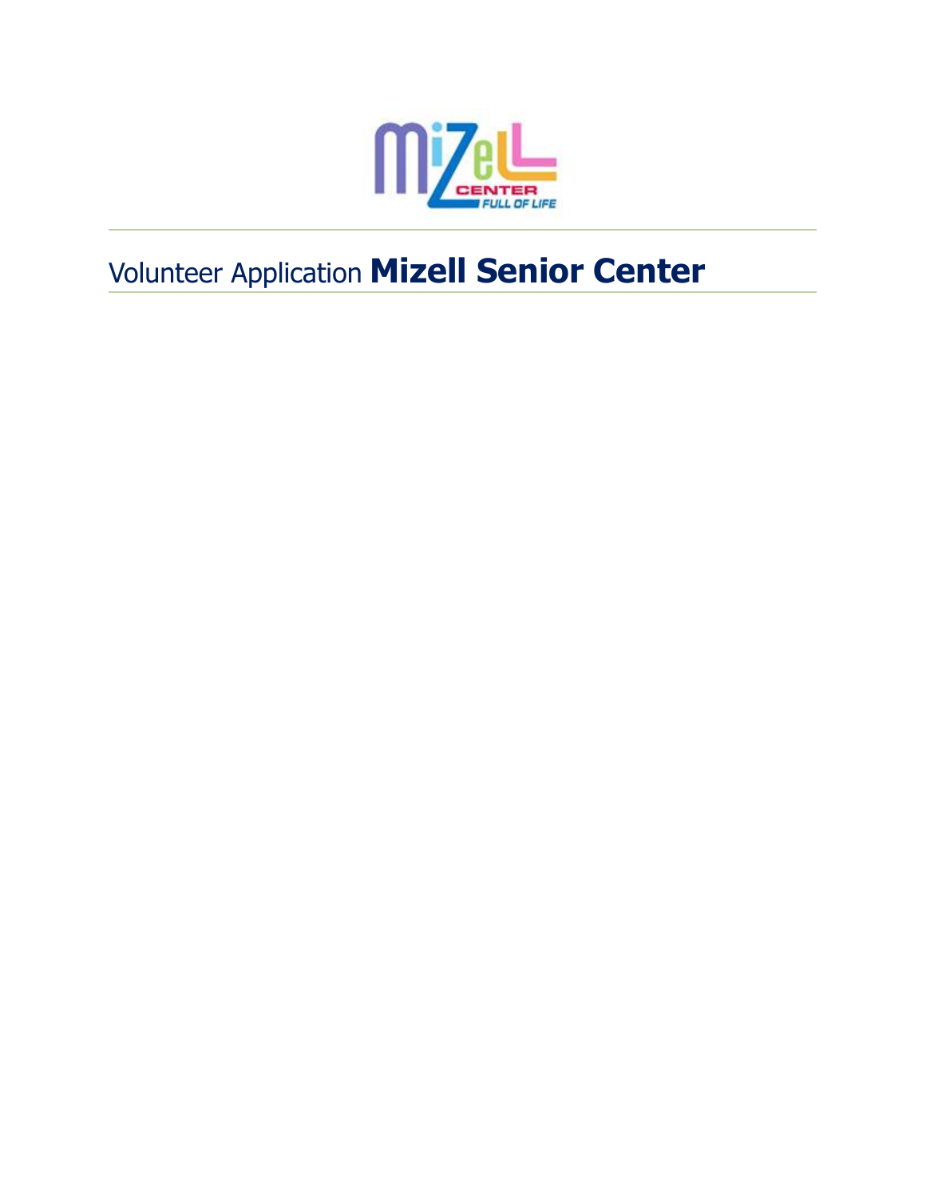# Volunteer Application **Mizell Senior Center**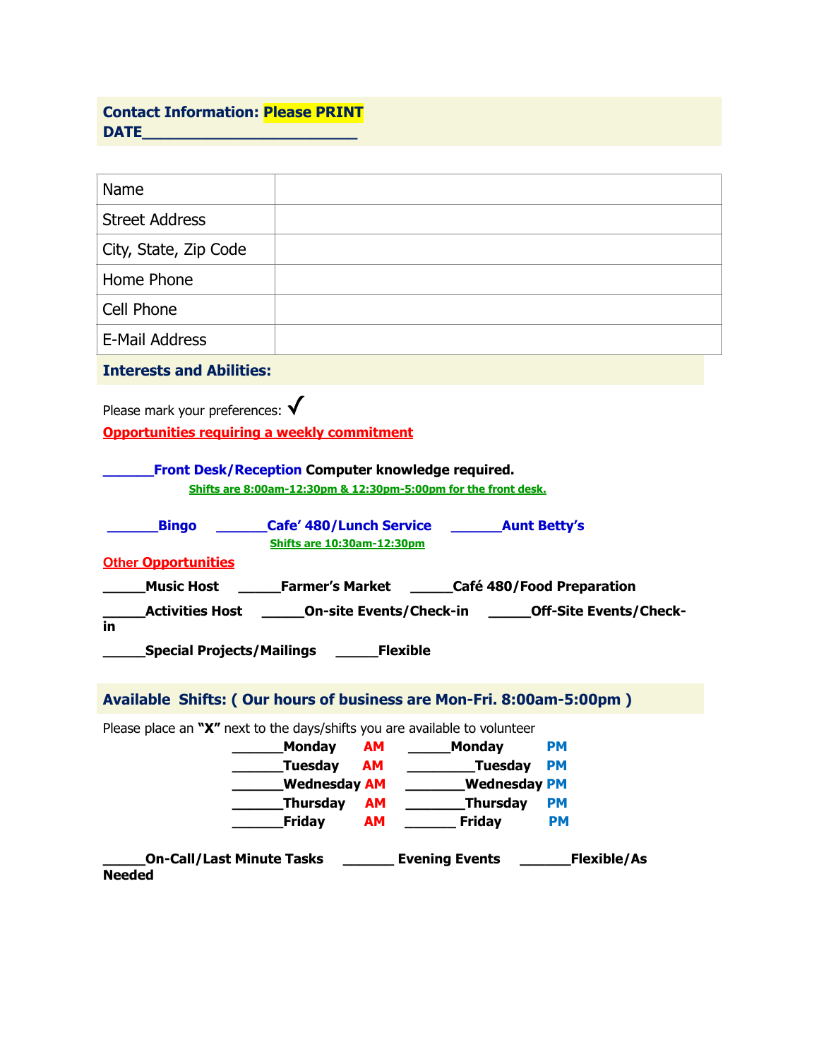**Contact Information: Please PRINT**
**DATE_________________________**

| Name | |
|---|---|
| Street Address | |
| City, State, Zip Code | |
| Home Phone | |
| Cell Phone | |
| E-Mail Address | |

**Interests and Abilities:**

Please mark your preferences: ✓

**Opportunities requiring a weekly commitment**

______**Front Desk/Reception** **Computer knowledge required.**

**Shifts are 8:00am-12:30pm & 12:30pm-5:00pm for the front desk.**

______**Bingo** ______**Cafe' 480/Lunch Service** ______**Aunt Betty's**

**Shifts are 10:30am-12:30pm**

**Other Opportunities**

_____**Music Host** _____**Farmer's Market** _____**Café 480/Food Preparation**

_____**Activities Host** _____**On-site Events/Check-in** _____**Off-Site Events/Check-in**

_____**Special Projects/Mailings** _____**Flexible**

**Available Shifts: ( Our hours of business are Mon-Fri. 8:00am-5:00pm )**

Please place an **"X"** next to the days/shifts you are available to volunteer

______**Monday AM** _____**Monday PM**

______**Tuesday AM** ________**Tuesday PM**

______**Wednesday AM** _______**Wednesday PM**

______**Thursday AM** _______**Thursday PM**

______**Friday AM** _______ **Friday PM**

_____**On-Call/Last Minute Tasks** ______ **Evening Events** ______**Flexible/As Needed**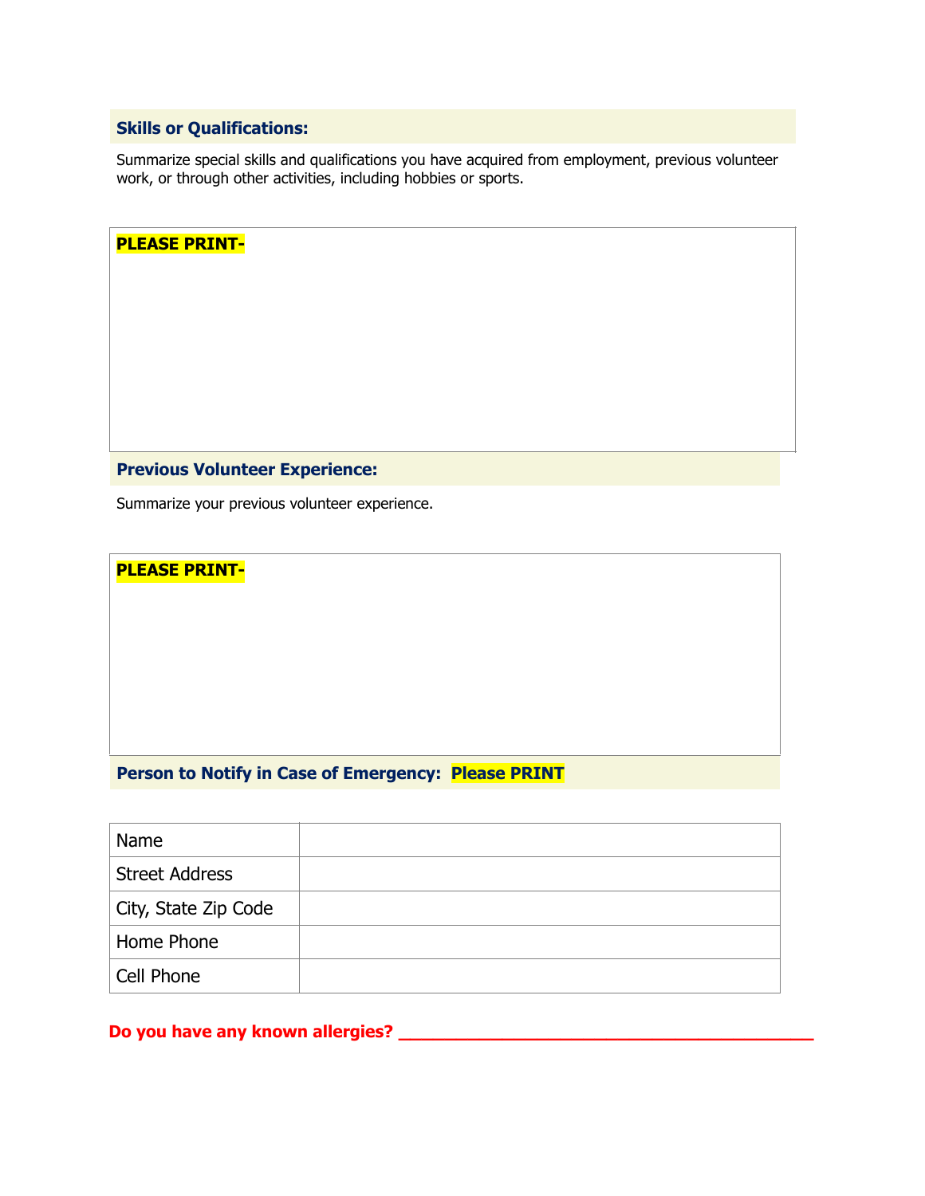## Skills or Qualifications:

Summarize special skills and qualifications you have acquired from employment, previous volunteer work, or through other activities, including hobbies or sports.

**PLEASE PRINT-**

## Previous Volunteer Experience:

Summarize your previous volunteer experience.

**PLEASE PRINT-**

## Person to Notify in Case of Emergency: **Please PRINT**

| Name | |
|---|---|
| Street Address | |
| City, State Zip Code | |
| Home Phone | |
| Cell Phone | |

**Do you have any known allergies? ___________________________________________**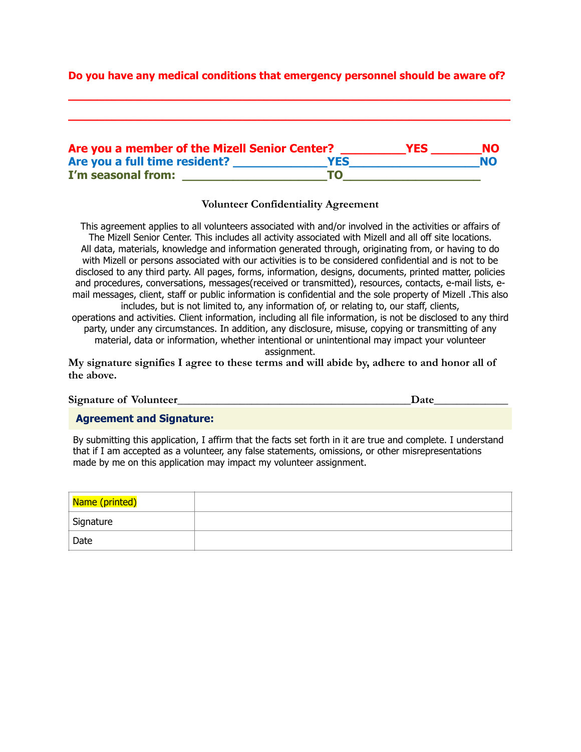**Do you have any medical conditions that emergency personnel should be aware of?**

______________________________________________________________________

______________________________________________________________________

**Are you a member of the Mizell Senior Center? __________YES ________NO**
**Are you a full time resident? ______________YES____________________NO**
**I'm seasonal from: ______________________TO____________________**

### Volunteer Confidentiality Agreement

This agreement applies to all volunteers associated with and/or involved in the activities or affairs of The Mizell Senior Center. This includes all activity associated with Mizell and all off site locations. All data, materials, knowledge and information generated through, originating from, or having to do with Mizell or persons associated with our activities is to be considered confidential and is not to be disclosed to any third party. All pages, forms, information, designs, documents, printed matter, policies and procedures, conversations, messages(received or transmitted), resources, contacts, e-mail lists, e-mail messages, client, staff or public information is confidential and the sole property of Mizell .This also includes, but is not limited to, any information of, or relating to, our staff, clients, operations and activities. Client information, including all file information, is not be disclosed to any third party, under any circumstances. In addition, any disclosure, misuse, copying or transmitting of any material, data or information, whether intentional or unintentional may impact your volunteer assignment.

**My signature signifies I agree to these terms and will abide by, adhere to and honor all of the above.**

Signature of Volunteer_________________________________________Date____________

### Agreement and Signature:

By submitting this application, I affirm that the facts set forth in it are true and complete. I understand that if I am accepted as a volunteer, any false statements, omissions, or other misrepresentations made by me on this application may impact my volunteer assignment.

| Name (printed) | |
|---|---|
| Signature | |
| Date | |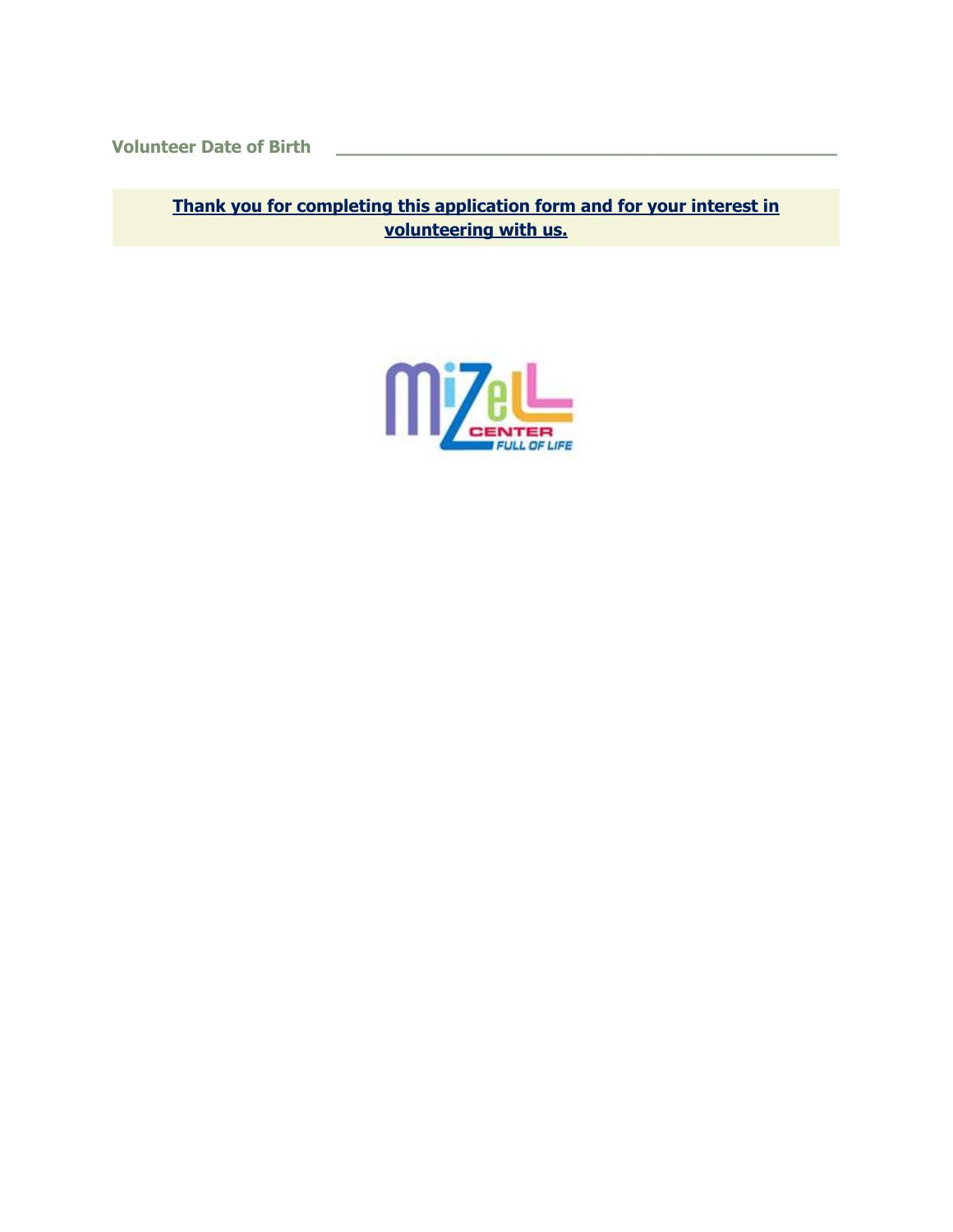**Volunteer Date of Birth** ______________________________

**Thank you for completing this application form and for your interest in volunteering with us.**